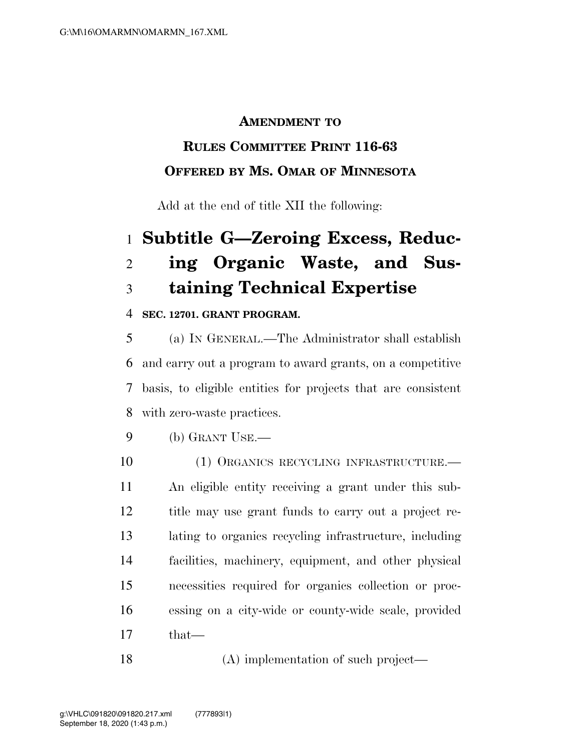**AMENDMENT TO**

**RULES COMMITTEE PRINT 116-63**

**OFFERED BY MS. OMAR OF MINNESOTA**

Add at the end of title XII the following:

# Subtitle G—Zeroing Excess, Reducing Organic Waste, and Sustaining Technical Expertise

**SEC. 12701. GRANT PROGRAM.**

(a) IN GENERAL.—The Administrator shall establish and carry out a program to award grants, on a competitive basis, to eligible entities for projects that are consistent with zero-waste practices.

(b) GRANT USE.—

(1) ORGANICS RECYCLING INFRASTRUCTURE.— An eligible entity receiving a grant under this subtitle may use grant funds to carry out a project relating to organics recycling infrastructure, including facilities, machinery, equipment, and other physical necessities required for organics collection or processing on a city-wide or county-wide scale, provided that—

(A) implementation of such project—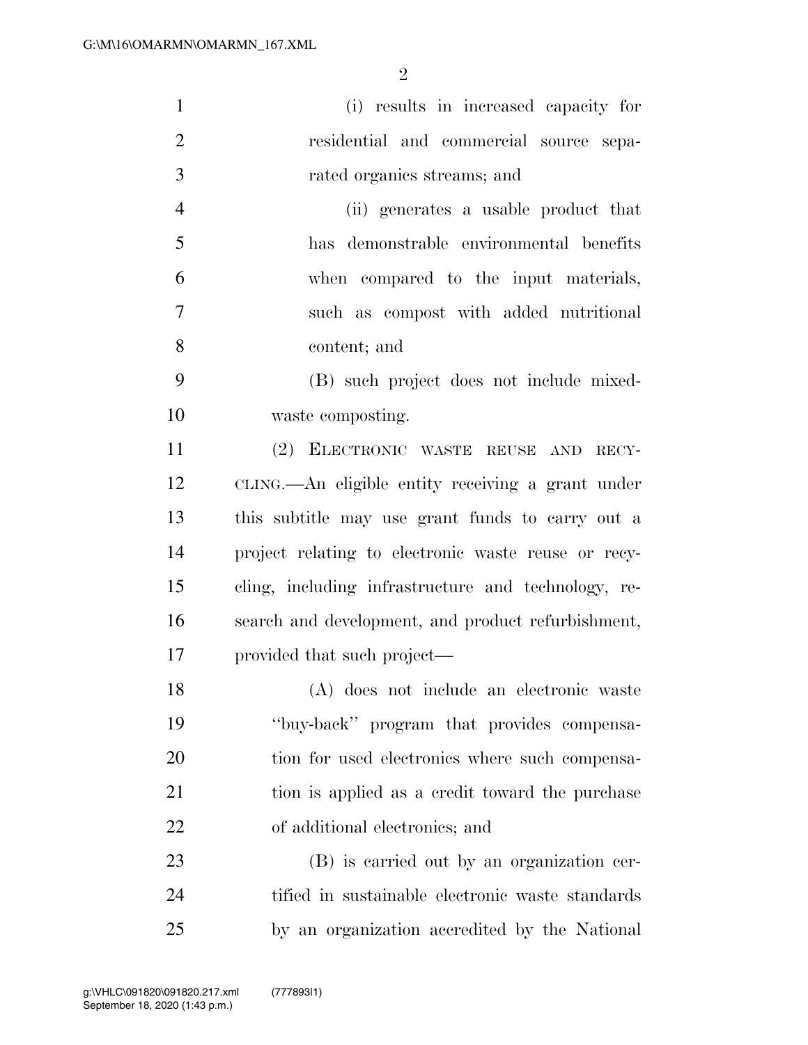(i) results in increased capacity for residential and commercial source separated organics streams; and

(ii) generates a usable product that has demonstrable environmental benefits when compared to the input materials, such as compost with added nutritional content; and

(B) such project does not include mixed-waste composting.

(2) ELECTRONIC WASTE REUSE AND RECYCLING.—An eligible entity receiving a grant under this subtitle may use grant funds to carry out a project relating to electronic waste reuse or recycling, including infrastructure and technology, research and development, and product refurbishment, provided that such project—

(A) does not include an electronic waste "buy-back" program that provides compensation for used electronics where such compensation is applied as a credit toward the purchase of additional electronics; and

(B) is carried out by an organization certified in sustainable electronic waste standards by an organization accredited by the National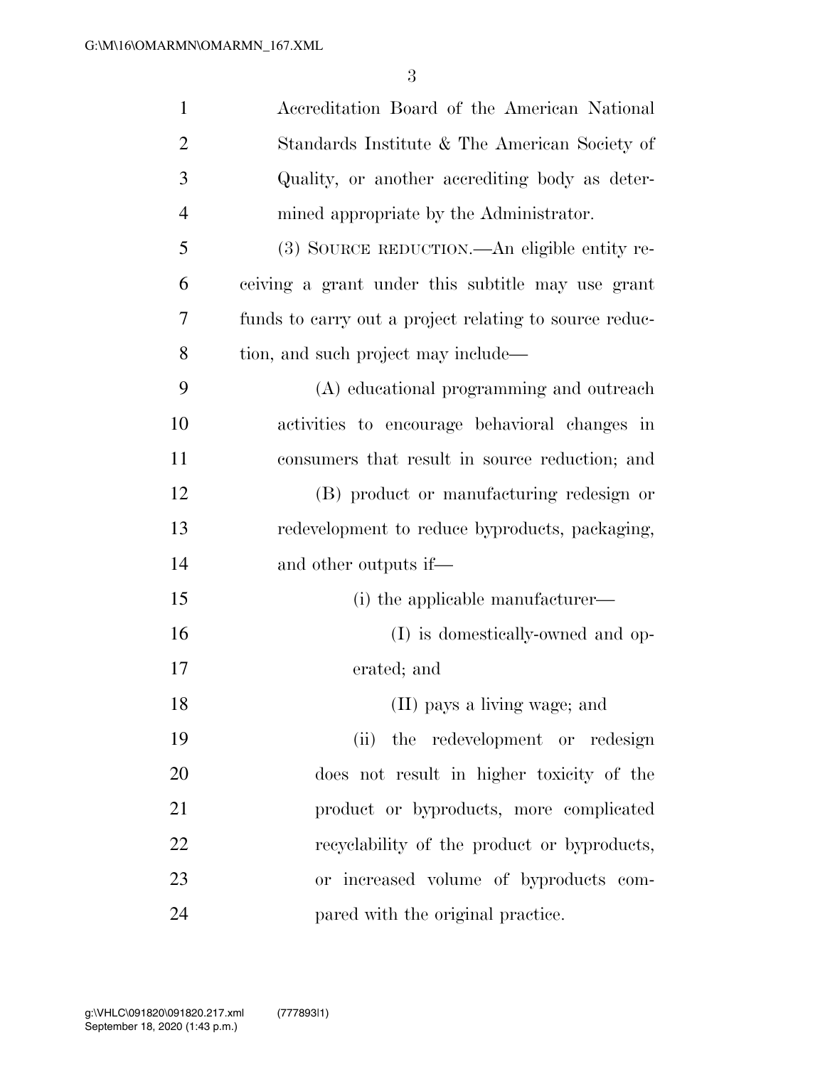Accreditation Board of the American National Standards Institute & The American Society of Quality, or another accrediting body as determined appropriate by the Administrator.

(3) SOURCE REDUCTION.—An eligible entity receiving a grant under this subtitle may use grant funds to carry out a project relating to source reduction, and such project may include—

(A) educational programming and outreach activities to encourage behavioral changes in consumers that result in source reduction; and

(B) product or manufacturing redesign or redevelopment to reduce byproducts, packaging, and other outputs if—

(i) the applicable manufacturer—

(I) is domestically-owned and operated; and

(II) pays a living wage; and

(ii) the redevelopment or redesign does not result in higher toxicity of the product or byproducts, more complicated recyclability of the product or byproducts, or increased volume of byproducts compared with the original practice.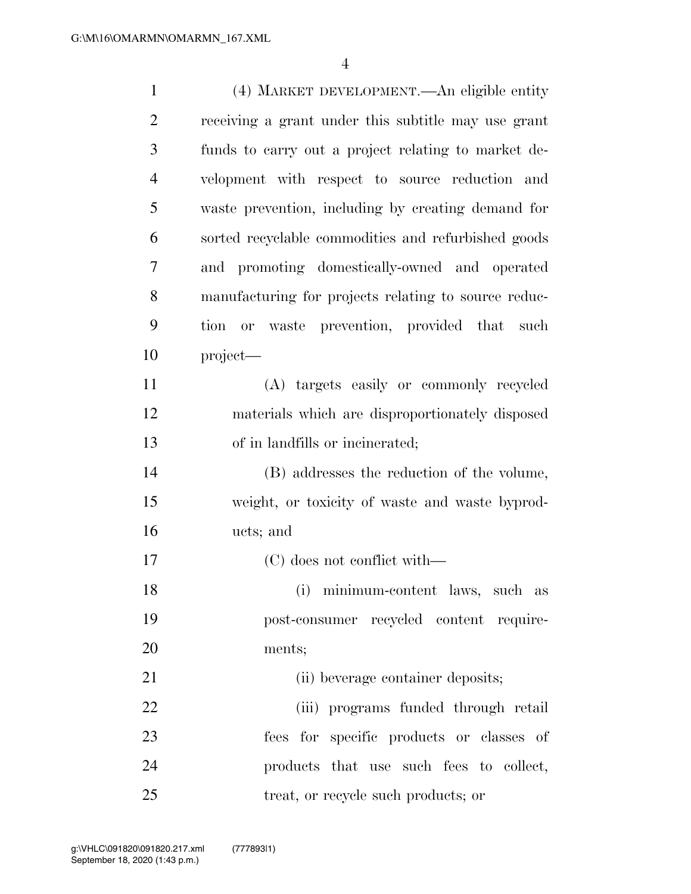(4) MARKET DEVELOPMENT.—An eligible entity receiving a grant under this subtitle may use grant funds to carry out a project relating to market development with respect to source reduction and waste prevention, including by creating demand for sorted recyclable commodities and refurbished goods and promoting domestically-owned and operated manufacturing for projects relating to source reduction or waste prevention, provided that such project—

(A) targets easily or commonly recycled materials which are disproportionately disposed of in landfills or incinerated;

(B) addresses the reduction of the volume, weight, or toxicity of waste and waste byproducts; and

(C) does not conflict with—

(i) minimum-content laws, such as post-consumer recycled content requirements;

(ii) beverage container deposits;

(iii) programs funded through retail fees for specific products or classes of products that use such fees to collect, treat, or recycle such products; or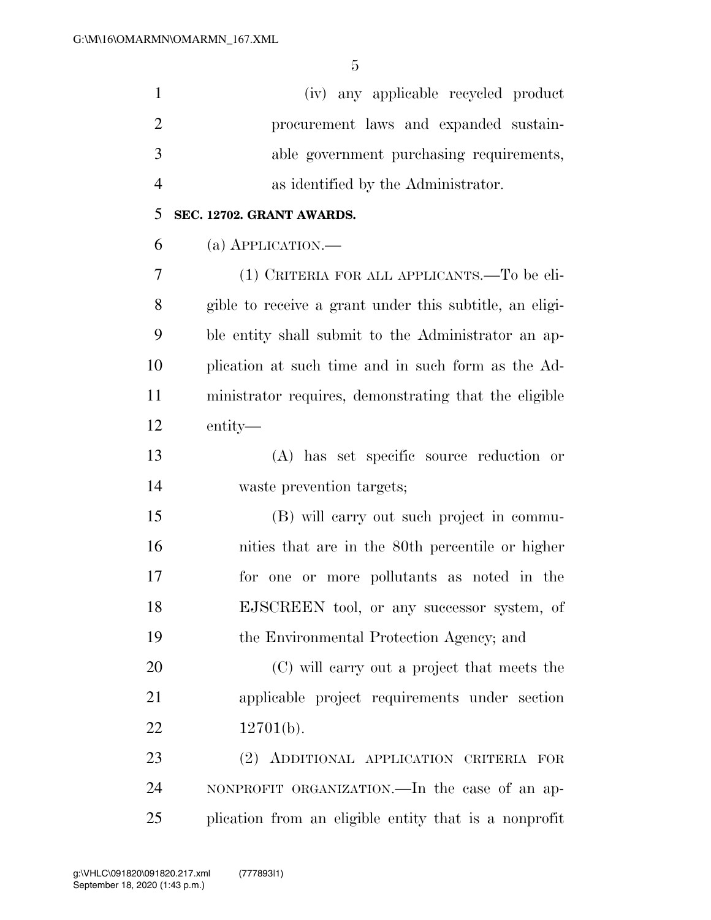(iv) any applicable recycled product procurement laws and expanded sustainable government purchasing requirements, as identified by the Administrator.

**SEC. 12702. GRANT AWARDS.**

(a) APPLICATION.—

(1) CRITERIA FOR ALL APPLICANTS.—To be eligible to receive a grant under this subtitle, an eligible entity shall submit to the Administrator an application at such time and in such form as the Administrator requires, demonstrating that the eligible entity—

(A) has set specific source reduction or waste prevention targets;

(B) will carry out such project in communities that are in the 80th percentile or higher for one or more pollutants as noted in the EJSCREEN tool, or any successor system, of the Environmental Protection Agency; and

(C) will carry out a project that meets the applicable project requirements under section 12701(b).

(2) ADDITIONAL APPLICATION CRITERIA FOR NONPROFIT ORGANIZATION.—In the case of an application from an eligible entity that is a nonprofit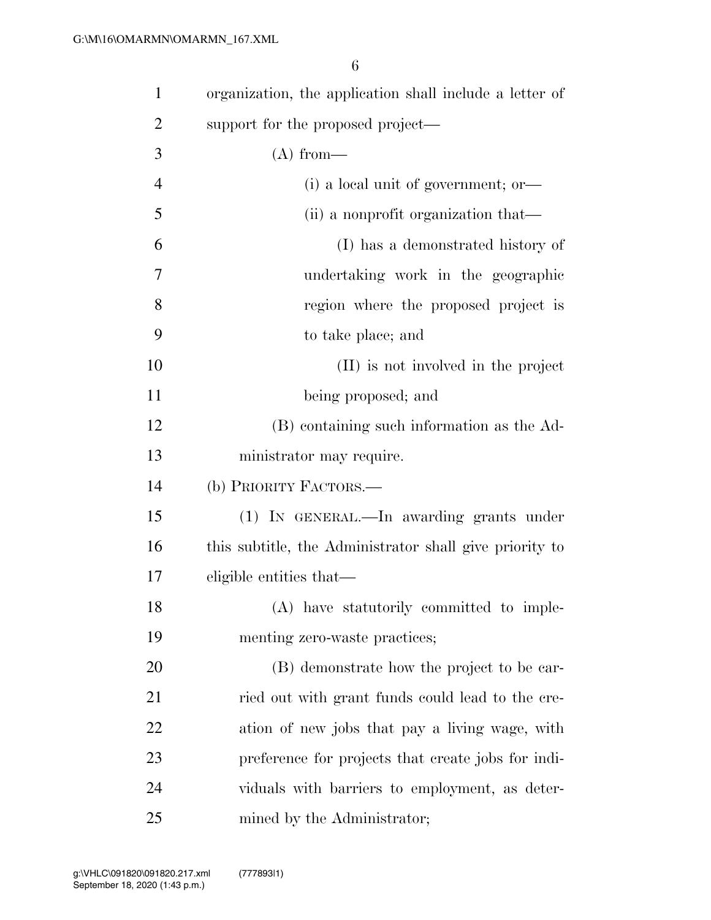organization, the application shall include a letter of support for the proposed project—

(A) from—

(i) a local unit of government; or—

(ii) a nonprofit organization that—

(I) has a demonstrated history of undertaking work in the geographic region where the proposed project is to take place; and

(II) is not involved in the project being proposed; and

(B) containing such information as the Administrator may require.

(b) PRIORITY FACTORS.—

(1) IN GENERAL.—In awarding grants under this subtitle, the Administrator shall give priority to eligible entities that—

(A) have statutorily committed to implementing zero-waste practices;

(B) demonstrate how the project to be carried out with grant funds could lead to the creation of new jobs that pay a living wage, with preference for projects that create jobs for individuals with barriers to employment, as determined by the Administrator;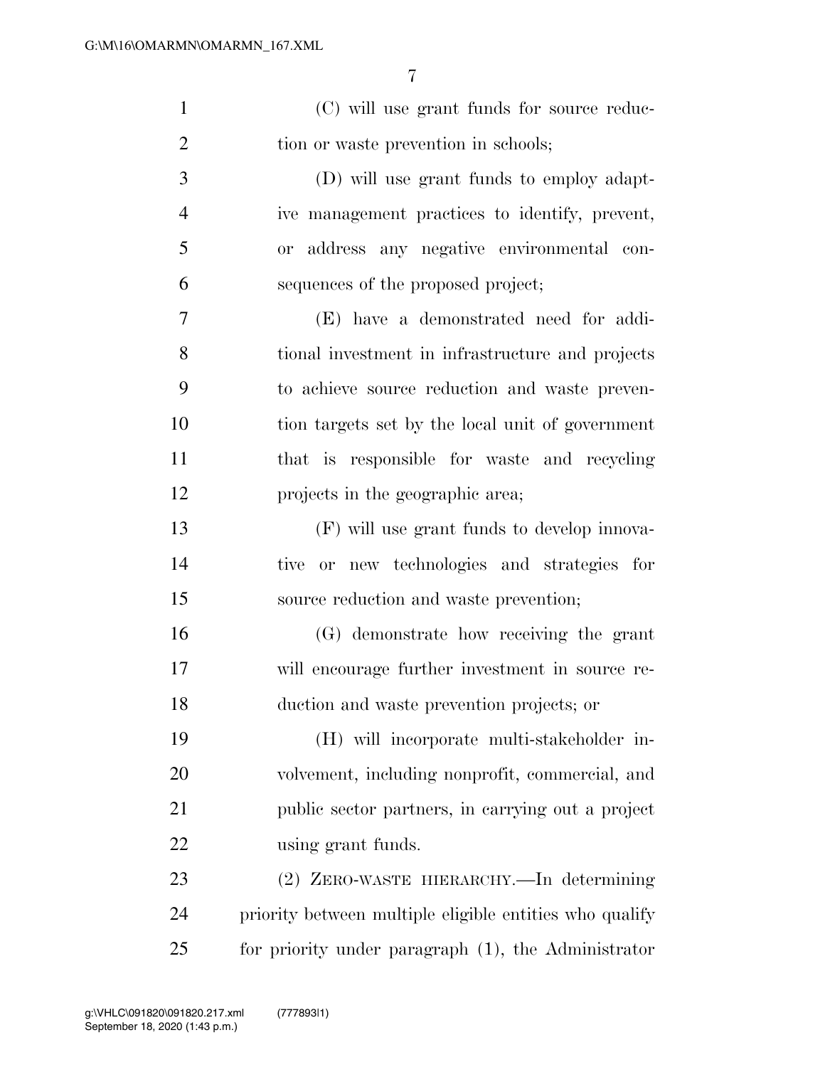(C) will use grant funds for source reduction or waste prevention in schools;

(D) will use grant funds to employ adaptive management practices to identify, prevent, or address any negative environmental consequences of the proposed project;

(E) have a demonstrated need for additional investment in infrastructure and projects to achieve source reduction and waste prevention targets set by the local unit of government that is responsible for waste and recycling projects in the geographic area;

(F) will use grant funds to develop innovative or new technologies and strategies for source reduction and waste prevention;

(G) demonstrate how receiving the grant will encourage further investment in source reduction and waste prevention projects; or

(H) will incorporate multi-stakeholder involvement, including nonprofit, commercial, and public sector partners, in carrying out a project using grant funds.

(2) ZERO-WASTE HIERARCHY.—In determining priority between multiple eligible entities who qualify for priority under paragraph (1), the Administrator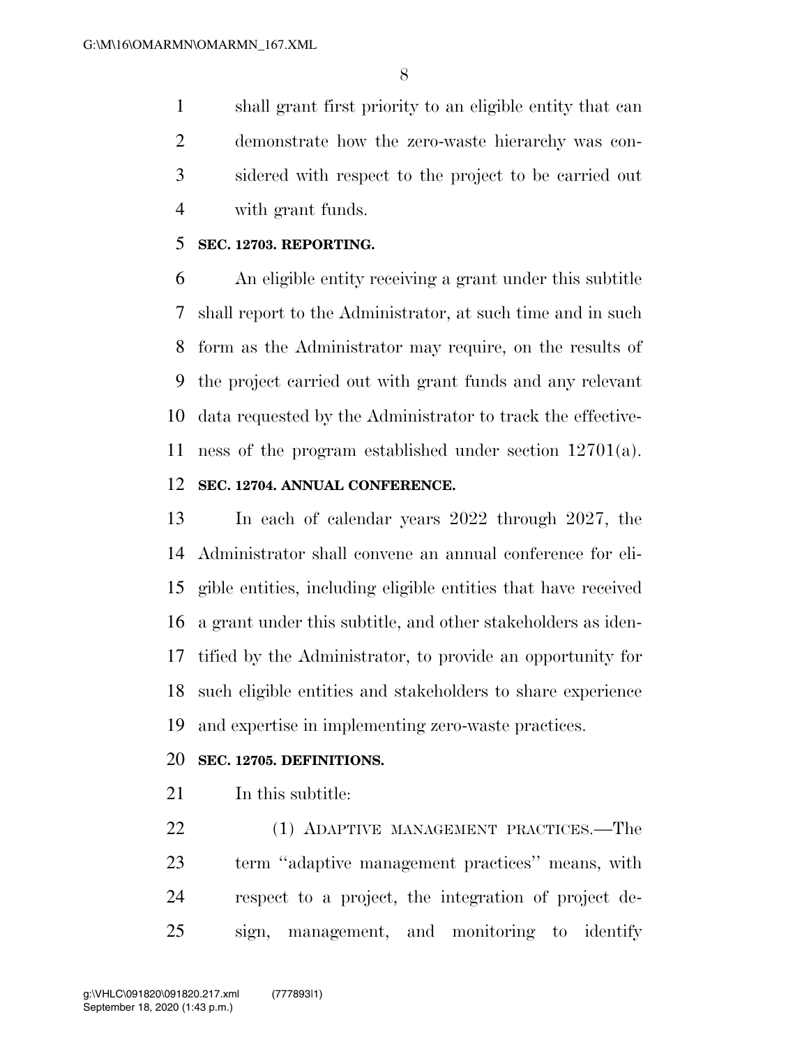shall grant first priority to an eligible entity that can demonstrate how the zero-waste hierarchy was considered with respect to the project to be carried out with grant funds.

**SEC. 12703. REPORTING.**

An eligible entity receiving a grant under this subtitle shall report to the Administrator, at such time and in such form as the Administrator may require, on the results of the project carried out with grant funds and any relevant data requested by the Administrator to track the effectiveness of the program established under section 12701(a).

**SEC. 12704. ANNUAL CONFERENCE.**

In each of calendar years 2022 through 2027, the Administrator shall convene an annual conference for eligible entities, including eligible entities that have received a grant under this subtitle, and other stakeholders as identified by the Administrator, to provide an opportunity for such eligible entities and stakeholders to share experience and expertise in implementing zero-waste practices.

**SEC. 12705. DEFINITIONS.**

In this subtitle:

(1) ADAPTIVE MANAGEMENT PRACTICES.—The term ''adaptive management practices'' means, with respect to a project, the integration of project design, management, and monitoring to identify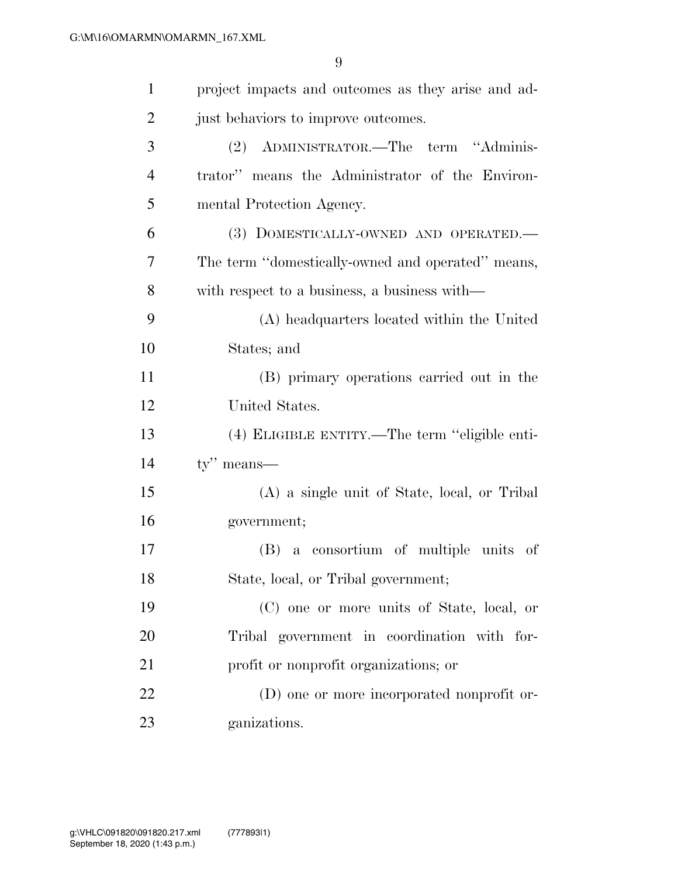project impacts and outcomes as they arise and adjust behaviors to improve outcomes.

(2) ADMINISTRATOR.—The term ''Administrator'' means the Administrator of the Environmental Protection Agency.

(3) DOMESTICALLY-OWNED AND OPERATED.—The term ''domestically-owned and operated'' means, with respect to a business, a business with—

(A) headquarters located within the United States; and

(B) primary operations carried out in the United States.

(4) ELIGIBLE ENTITY.—The term ''eligible entity'' means—

(A) a single unit of State, local, or Tribal government;

(B) a consortium of multiple units of State, local, or Tribal government;

(C) one or more units of State, local, or Tribal government in coordination with for-profit or nonprofit organizations; or

(D) one or more incorporated nonprofit organizations.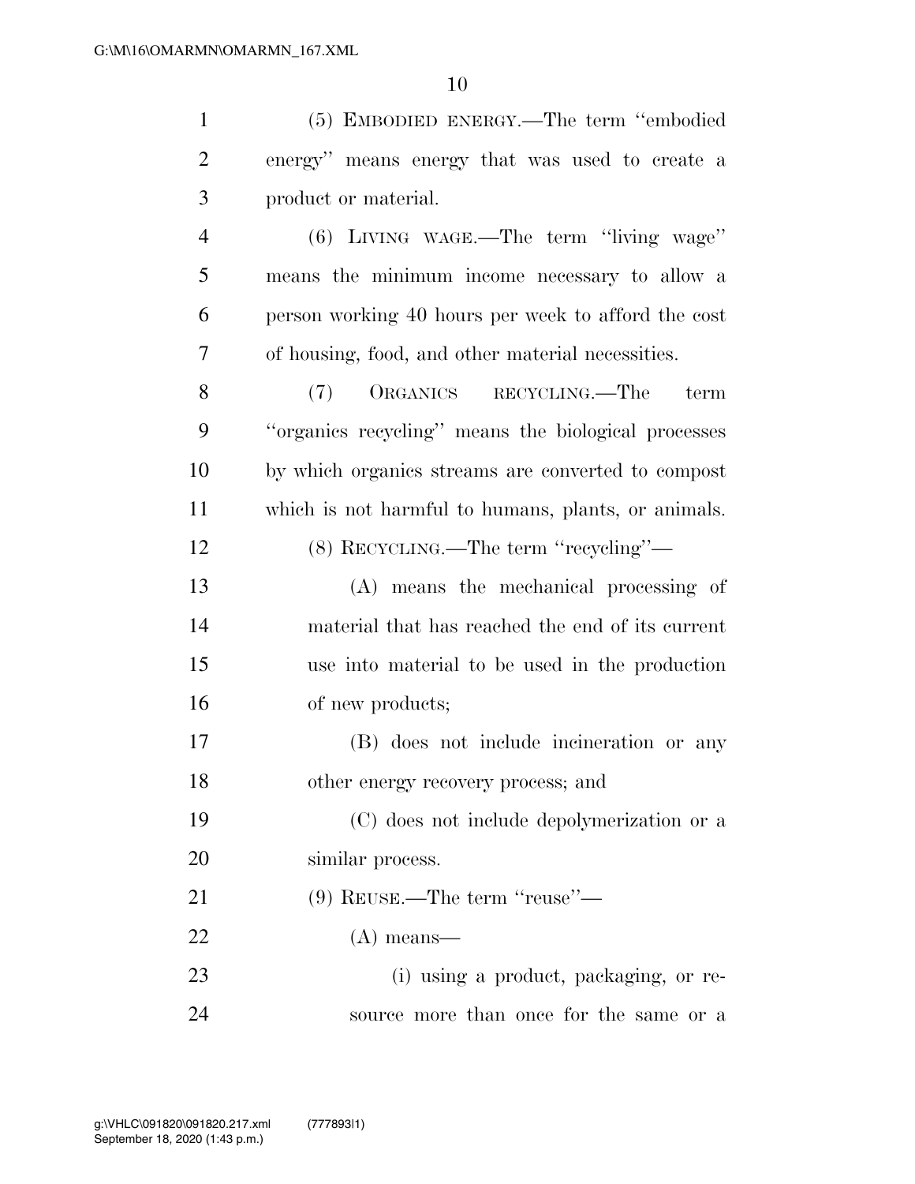(5) EMBODIED ENERGY.—The term ''embodied energy'' means energy that was used to create a product or material.

(6) LIVING WAGE.—The term ''living wage'' means the minimum income necessary to allow a person working 40 hours per week to afford the cost of housing, food, and other material necessities.

(7) ORGANICS RECYCLING.—The term ''organics recycling'' means the biological processes by which organics streams are converted to compost which is not harmful to humans, plants, or animals.

(8) RECYCLING.—The term ''recycling''—

(A) means the mechanical processing of material that has reached the end of its current use into material to be used in the production of new products;

(B) does not include incineration or any other energy recovery process; and

(C) does not include depolymerization or a similar process.

(9) REUSE.—The term ''reuse''—

(A) means—

(i) using a product, packaging, or resource more than once for the same or a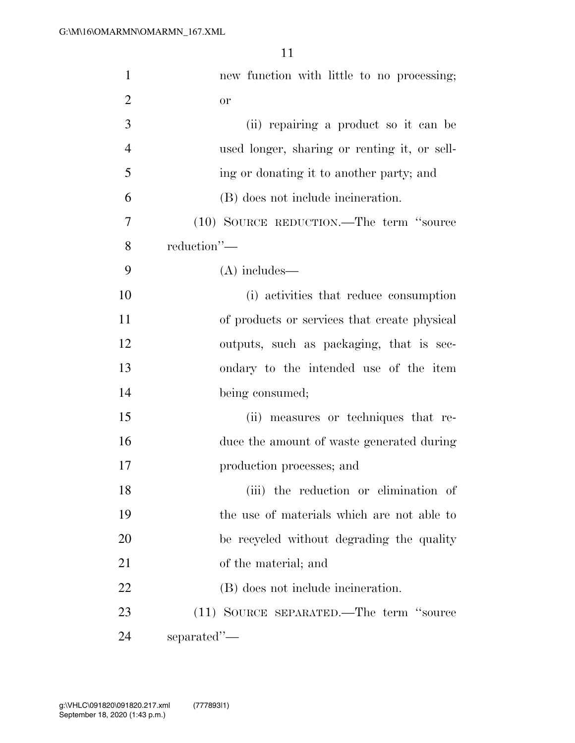new function with little to no processing; or

(ii) repairing a product so it can be used longer, sharing or renting it, or selling or donating it to another party; and

(B) does not include incineration.

(10) SOURCE REDUCTION.—The term ''source reduction''—

(A) includes—

(i) activities that reduce consumption of products or services that create physical outputs, such as packaging, that is secondary to the intended use of the item being consumed;

(ii) measures or techniques that reduce the amount of waste generated during production processes; and

(iii) the reduction or elimination of the use of materials which are not able to be recycled without degrading the quality of the material; and

(B) does not include incineration.

(11) SOURCE SEPARATED.—The term ''source separated''—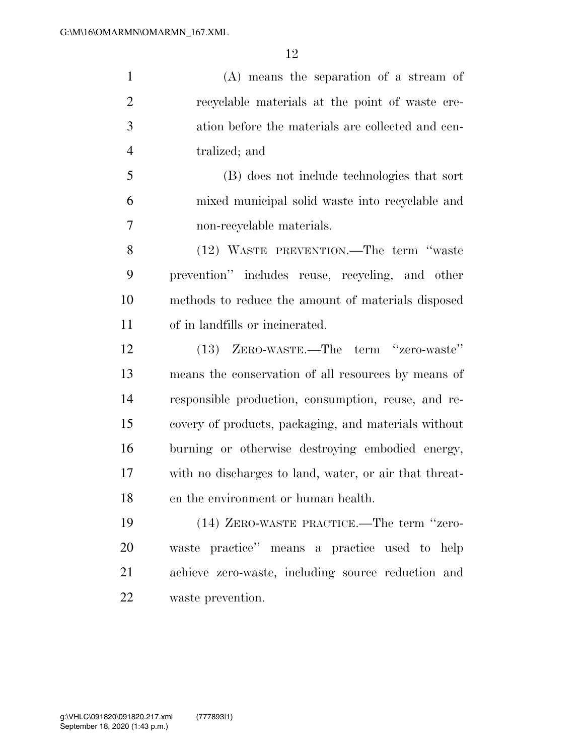(A) means the separation of a stream of recyclable materials at the point of waste creation before the materials are collected and centralized; and

(B) does not include technologies that sort mixed municipal solid waste into recyclable and non-recyclable materials.

(12) WASTE PREVENTION.—The term "waste prevention" includes reuse, recycling, and other methods to reduce the amount of materials disposed of in landfills or incinerated.

(13) ZERO-WASTE.—The term "zero-waste" means the conservation of all resources by means of responsible production, consumption, reuse, and recovery of products, packaging, and materials without burning or otherwise destroying embodied energy, with no discharges to land, water, or air that threaten the environment or human health.

(14) ZERO-WASTE PRACTICE.—The term "zero-waste practice" means a practice used to help achieve zero-waste, including source reduction and waste prevention.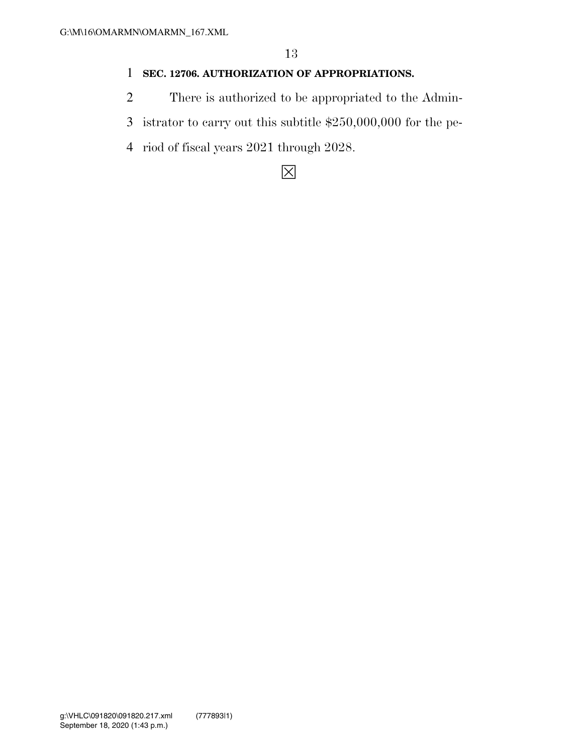**SEC. 12706. AUTHORIZATION OF APPROPRIATIONS.**

There is authorized to be appropriated to the Administrator to carry out this subtitle $250,000,000 for the period of fiscal years 2021 through 2028.